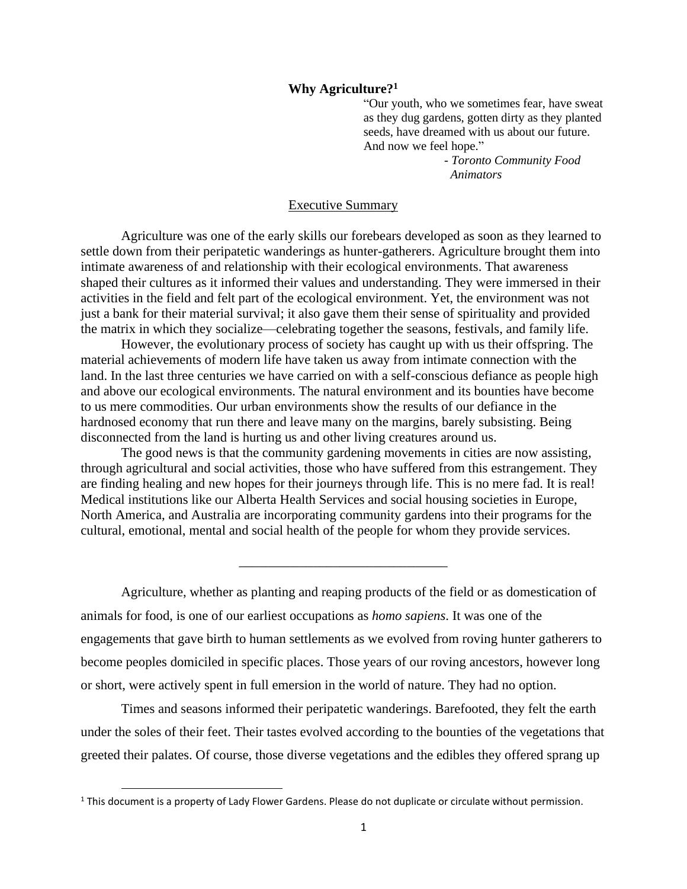# Why Agriculture?[1]

> "Our youth, who we sometimes fear, have sweat as they dug gardens, gotten dirty as they planted seeds, have dreamed with us about our future. And now we feel hope."
>
> - *Toronto Community Food Animators*

## Executive Summary

Agriculture was one of the early skills our forebears developed as soon as they learned to settle down from their peripatetic wanderings as hunter-gatherers. Agriculture brought them into intimate awareness of and relationship with their ecological environments. That awareness shaped their cultures as it informed their values and understanding. They were immersed in their activities in the field and felt part of the ecological environment. Yet, the environment was not just a bank for their material survival; it also gave them their sense of spirituality and provided the matrix in which they socialize—celebrating together the seasons, festivals, and family life.

However, the evolutionary process of society has caught up with us their offspring. The material achievements of modern life have taken us away from intimate connection with the land. In the last three centuries we have carried on with a self-conscious defiance as people high and above our ecological environments. The natural environment and its bounties have become to us mere commodities. Our urban environments show the results of our defiance in the hardnosed economy that run there and leave many on the margins, barely subsisting. Being disconnected from the land is hurting us and other living creatures around us.

The good news is that the community gardening movements in cities are now assisting, through agricultural and social activities, those who have suffered from this estrangement. They are finding healing and new hopes for their journeys through life. This is no mere fad. It is real! Medical institutions like our Alberta Health Services and social housing societies in Europe, North America, and Australia are incorporating community gardens into their programs for the cultural, emotional, mental and social health of the people for whom they provide services.

---

Agriculture, whether as planting and reaping products of the field or as domestication of animals for food, is one of our earliest occupations as *homo sapiens*. It was one of the engagements that gave birth to human settlements as we evolved from roving hunter gatherers to become peoples domiciled in specific places. Those years of our roving ancestors, however long or short, were actively spent in full emersion in the world of nature. They had no option.

Times and seasons informed their peripatetic wanderings. Barefooted, they felt the earth under the soles of their feet. Their tastes evolved according to the bounties of the vegetations that greeted their palates. Of course, those diverse vegetations and the edibles they offered sprang up

[1] This document is a property of Lady Flower Gardens. Please do not duplicate or circulate without permission.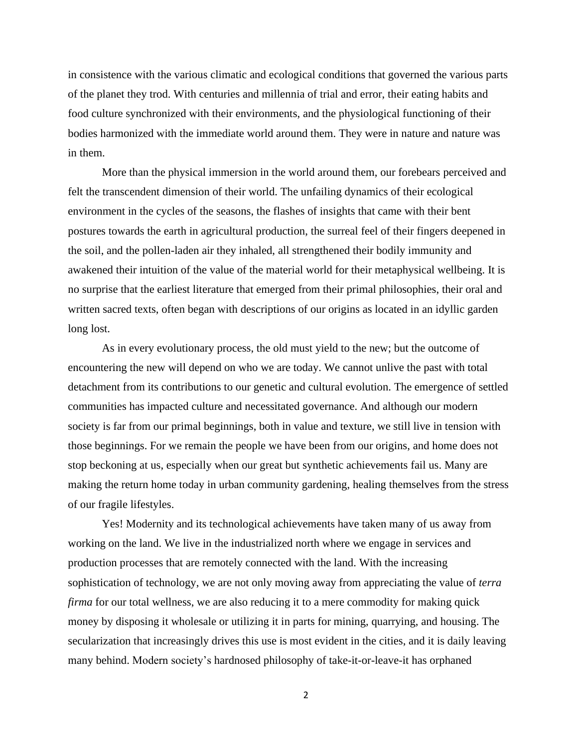in consistence with the various climatic and ecological conditions that governed the various parts of the planet they trod. With centuries and millennia of trial and error, their eating habits and food culture synchronized with their environments, and the physiological functioning of their bodies harmonized with the immediate world around them. They were in nature and nature was in them.

More than the physical immersion in the world around them, our forebears perceived and felt the transcendent dimension of their world. The unfailing dynamics of their ecological environment in the cycles of the seasons, the flashes of insights that came with their bent postures towards the earth in agricultural production, the surreal feel of their fingers deepened in the soil, and the pollen-laden air they inhaled, all strengthened their bodily immunity and awakened their intuition of the value of the material world for their metaphysical wellbeing. It is no surprise that the earliest literature that emerged from their primal philosophies, their oral and written sacred texts, often began with descriptions of our origins as located in an idyllic garden long lost.

As in every evolutionary process, the old must yield to the new; but the outcome of encountering the new will depend on who we are today. We cannot unlive the past with total detachment from its contributions to our genetic and cultural evolution. The emergence of settled communities has impacted culture and necessitated governance. And although our modern society is far from our primal beginnings, both in value and texture, we still live in tension with those beginnings. For we remain the people we have been from our origins, and home does not stop beckoning at us, especially when our great but synthetic achievements fail us. Many are making the return home today in urban community gardening, healing themselves from the stress of our fragile lifestyles.

Yes! Modernity and its technological achievements have taken many of us away from working on the land. We live in the industrialized north where we engage in services and production processes that are remotely connected with the land. With the increasing sophistication of technology, we are not only moving away from appreciating the value of *terra firma* for our total wellness, we are also reducing it to a mere commodity for making quick money by disposing it wholesale or utilizing it in parts for mining, quarrying, and housing. The secularization that increasingly drives this use is most evident in the cities, and it is daily leaving many behind. Modern society's hardnosed philosophy of take-it-or-leave-it has orphaned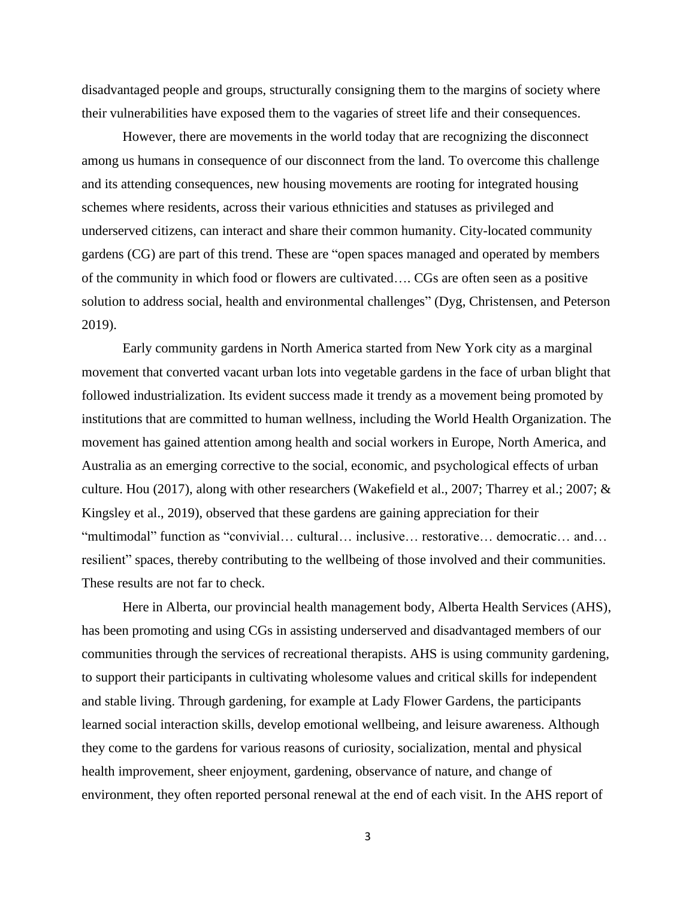disadvantaged people and groups, structurally consigning them to the margins of society where their vulnerabilities have exposed them to the vagaries of street life and their consequences.

However, there are movements in the world today that are recognizing the disconnect among us humans in consequence of our disconnect from the land. To overcome this challenge and its attending consequences, new housing movements are rooting for integrated housing schemes where residents, across their various ethnicities and statuses as privileged and underserved citizens, can interact and share their common humanity. City-located community gardens (CG) are part of this trend. These are "open spaces managed and operated by members of the community in which food or flowers are cultivated…. CGs are often seen as a positive solution to address social, health and environmental challenges" (Dyg, Christensen, and Peterson 2019).

Early community gardens in North America started from New York city as a marginal movement that converted vacant urban lots into vegetable gardens in the face of urban blight that followed industrialization. Its evident success made it trendy as a movement being promoted by institutions that are committed to human wellness, including the World Health Organization. The movement has gained attention among health and social workers in Europe, North America, and Australia as an emerging corrective to the social, economic, and psychological effects of urban culture. Hou (2017), along with other researchers (Wakefield et al., 2007; Tharrey et al.; 2007; & Kingsley et al., 2019), observed that these gardens are gaining appreciation for their "multimodal" function as "convivial… cultural… inclusive… restorative… democratic… and… resilient" spaces, thereby contributing to the wellbeing of those involved and their communities. These results are not far to check.

Here in Alberta, our provincial health management body, Alberta Health Services (AHS), has been promoting and using CGs in assisting underserved and disadvantaged members of our communities through the services of recreational therapists. AHS is using community gardening, to support their participants in cultivating wholesome values and critical skills for independent and stable living. Through gardening, for example at Lady Flower Gardens, the participants learned social interaction skills, develop emotional wellbeing, and leisure awareness. Although they come to the gardens for various reasons of curiosity, socialization, mental and physical health improvement, sheer enjoyment, gardening, observance of nature, and change of environment, they often reported personal renewal at the end of each visit. In the AHS report of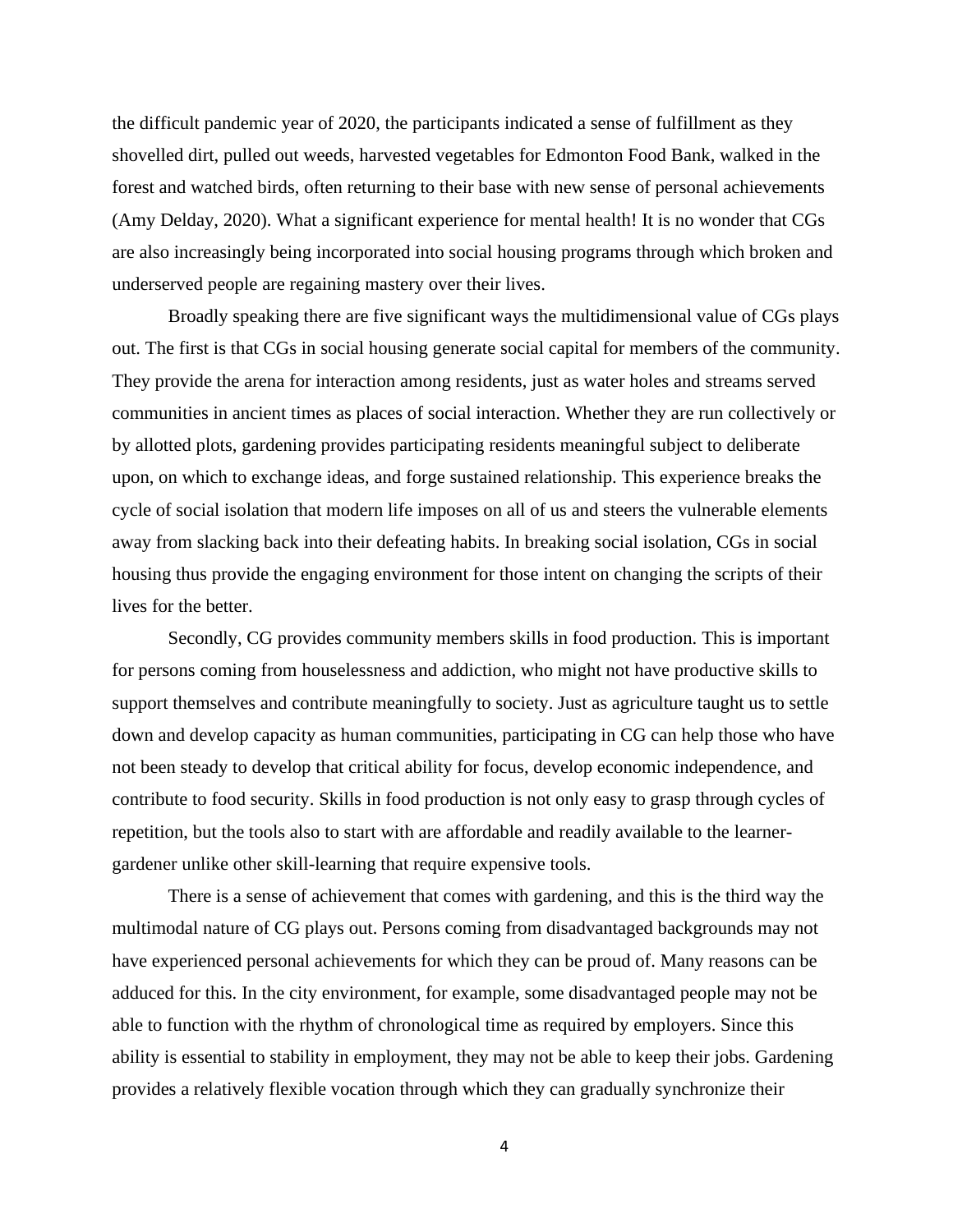the difficult pandemic year of 2020, the participants indicated a sense of fulfillment as they shovelled dirt, pulled out weeds, harvested vegetables for Edmonton Food Bank, walked in the forest and watched birds, often returning to their base with new sense of personal achievements (Amy Delday, 2020). What a significant experience for mental health! It is no wonder that CGs are also increasingly being incorporated into social housing programs through which broken and underserved people are regaining mastery over their lives.

Broadly speaking there are five significant ways the multidimensional value of CGs plays out. The first is that CGs in social housing generate social capital for members of the community. They provide the arena for interaction among residents, just as water holes and streams served communities in ancient times as places of social interaction. Whether they are run collectively or by allotted plots, gardening provides participating residents meaningful subject to deliberate upon, on which to exchange ideas, and forge sustained relationship. This experience breaks the cycle of social isolation that modern life imposes on all of us and steers the vulnerable elements away from slacking back into their defeating habits. In breaking social isolation, CGs in social housing thus provide the engaging environment for those intent on changing the scripts of their lives for the better.

Secondly, CG provides community members skills in food production. This is important for persons coming from houselessness and addiction, who might not have productive skills to support themselves and contribute meaningfully to society. Just as agriculture taught us to settle down and develop capacity as human communities, participating in CG can help those who have not been steady to develop that critical ability for focus, develop economic independence, and contribute to food security. Skills in food production is not only easy to grasp through cycles of repetition, but the tools also to start with are affordable and readily available to the learner-gardener unlike other skill-learning that require expensive tools.

There is a sense of achievement that comes with gardening, and this is the third way the multimodal nature of CG plays out. Persons coming from disadvantaged backgrounds may not have experienced personal achievements for which they can be proud of. Many reasons can be adduced for this. In the city environment, for example, some disadvantaged people may not be able to function with the rhythm of chronological time as required by employers. Since this ability is essential to stability in employment, they may not be able to keep their jobs. Gardening provides a relatively flexible vocation through which they can gradually synchronize their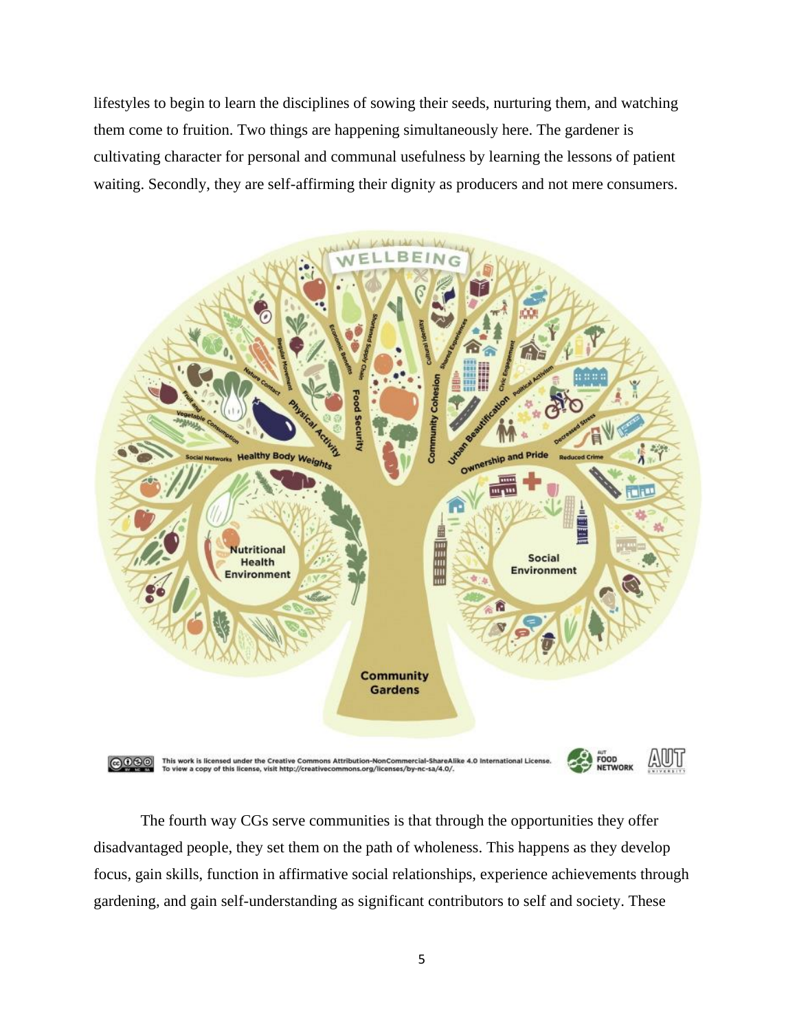lifestyles to begin to learn the disciplines of sowing their seeds, nurturing them, and watching them come to fruition. Two things are happening simultaneously here. The gardener is cultivating character for personal and communal usefulness by learning the lessons of patient waiting. Secondly, they are self-affirming their dignity as producers and not mere consumers.

The fourth way CGs serve communities is that through the opportunities they offer disadvantaged people, they set them on the path of wholeness. This happens as they develop focus, gain skills, function in affirmative social relationships, experience achievements through gardening, and gain self-understanding as significant contributors to self and society. These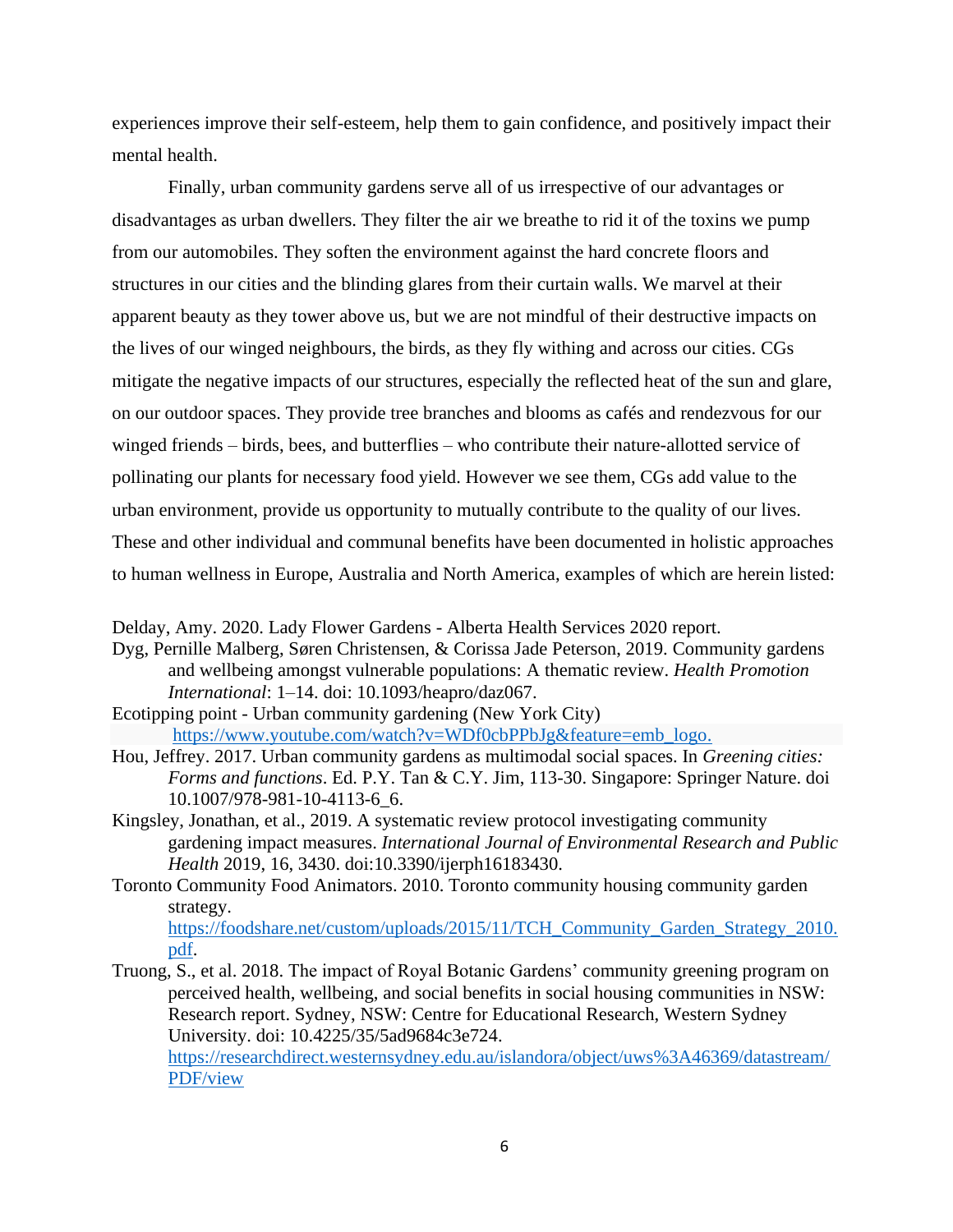experiences improve their self-esteem, help them to gain confidence, and positively impact their mental health.

Finally, urban community gardens serve all of us irrespective of our advantages or disadvantages as urban dwellers. They filter the air we breathe to rid it of the toxins we pump from our automobiles. They soften the environment against the hard concrete floors and structures in our cities and the blinding glares from their curtain walls. We marvel at their apparent beauty as they tower above us, but we are not mindful of their destructive impacts on the lives of our winged neighbours, the birds, as they fly withing and across our cities. CGs mitigate the negative impacts of our structures, especially the reflected heat of the sun and glare, on our outdoor spaces. They provide tree branches and blooms as cafés and rendezvous for our winged friends – birds, bees, and butterflies – who contribute their nature-allotted service of pollinating our plants for necessary food yield. However we see them, CGs add value to the urban environment, provide us opportunity to mutually contribute to the quality of our lives. These and other individual and communal benefits have been documented in holistic approaches to human wellness in Europe, Australia and North America, examples of which are herein listed:

Delday, Amy. 2020. Lady Flower Gardens - Alberta Health Services 2020 report.

Dyg, Pernille Malberg, Søren Christensen, & Corissa Jade Peterson, 2019. Community gardens and wellbeing amongst vulnerable populations: A thematic review. *Health Promotion International*: 1–14. doi: 10.1093/heapro/daz067.

Ecotipping point - Urban community gardening (New York City) https://www.youtube.com/watch?v=WDf0cbPPbJg&feature=emb_logo.

Hou, Jeffrey. 2017. Urban community gardens as multimodal social spaces. In *Greening cities: Forms and functions*. Ed. P.Y. Tan & C.Y. Jim, 113-30. Singapore: Springer Nature. doi 10.1007/978-981-10-4113-6_6.

Kingsley, Jonathan, et al., 2019. A systematic review protocol investigating community gardening impact measures. *International Journal of Environmental Research and Public Health* 2019, 16, 3430. doi:10.3390/ijerph16183430.

Toronto Community Food Animators. 2010. Toronto community housing community garden strategy. https://foodshare.net/custom/uploads/2015/11/TCH_Community_Garden_Strategy_2010.pdf.

Truong, S., et al. 2018. The impact of Royal Botanic Gardens' community greening program on perceived health, wellbeing, and social benefits in social housing communities in NSW: Research report. Sydney, NSW: Centre for Educational Research, Western Sydney University. doi: 10.4225/35/5ad9684c3e724. https://researchdirect.westernsydney.edu.au/islandora/object/uws%3A46369/datastream/PDF/view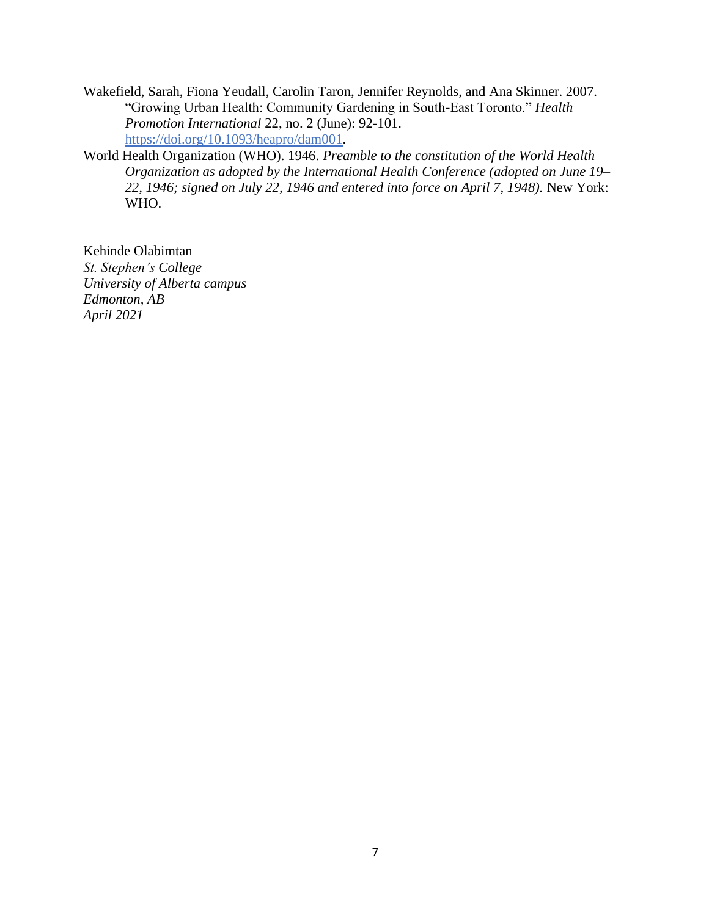Wakefield, Sarah, Fiona Yeudall, Carolin Taron, Jennifer Reynolds, and Ana Skinner. 2007. "Growing Urban Health: Community Gardening in South-East Toronto." *Health Promotion International* 22, no. 2 (June): 92-101. https://doi.org/10.1093/heapro/dam001.

World Health Organization (WHO). 1946. *Preamble to the constitution of the World Health Organization as adopted by the International Health Conference (adopted on June 19–22, 1946; signed on July 22, 1946 and entered into force on April 7, 1948).* New York: WHO.

Kehinde Olabimtan  
*St. Stephen's College*  
*University of Alberta campus*  
*Edmonton, AB*  
*April 2021*